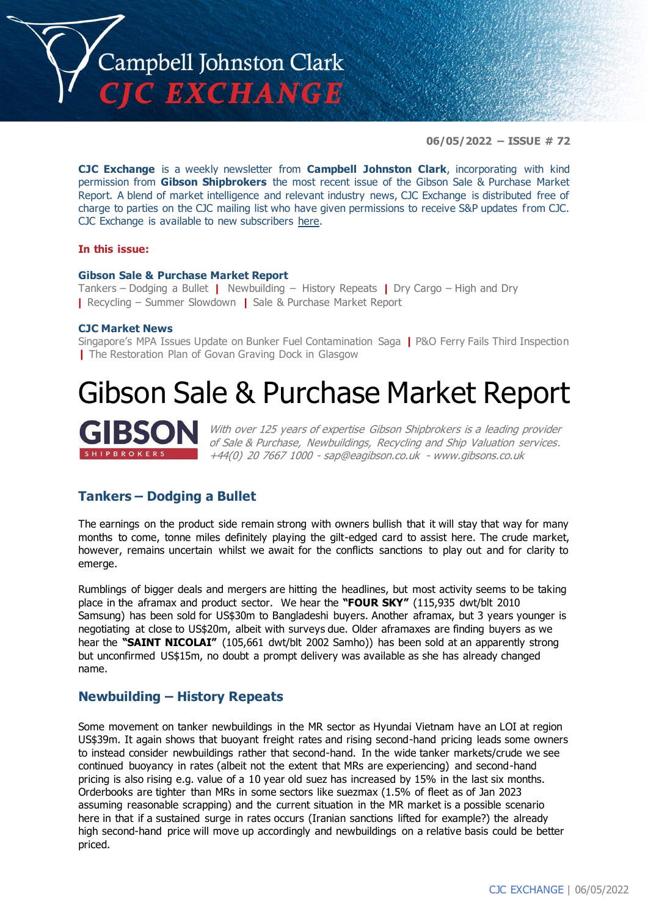# Campbell Johnston Clark
# CJC EXCHANGE

**06/05/2022 – ISSUE # 72**

**CJC Exchange** is a weekly newsletter from **Campbell Johnston Clark**, incorporating with kind permission from **Gibson Shipbrokers** the most recent issue of the Gibson Sale & Purchase Market Report. A blend of market intelligence and relevant industry news, CJC Exchange is distributed free of charge to parties on the CJC mailing list who have given permissions to receive S&P updates from CJC. CJC Exchange is available to new subscribers here.

**In this issue:**

**Gibson Sale & Purchase Market Report**
Tankers – Dodging a Bullet | Newbuilding – History Repeats | Dry Cargo – High and Dry | Recycling – Summer Slowdown | Sale & Purchase Market Report

**CJC Market News**
Singapore's MPA Issues Update on Bunker Fuel Contamination Saga | P&O Ferry Fails Third Inspection | The Restoration Plan of Govan Graving Dock in Glasgow

# Gibson Sale & Purchase Market Report

**GIBSON** SHIPBROKERS

*With over 125 years of expertise Gibson Shipbrokers is a leading provider of Sale & Purchase, Newbuildings, Recycling and Ship Valuation services. +44(0) 20 7667 1000 - sap@eagibson.co.uk - www.gibsons.co.uk*

## Tankers – Dodging a Bullet

The earnings on the product side remain strong with owners bullish that it will stay that way for many months to come, tonne miles definitely playing the gilt-edged card to assist here. The crude market, however, remains uncertain whilst we await for the conflicts sanctions to play out and for clarity to emerge.

Rumblings of bigger deals and mergers are hitting the headlines, but most activity seems to be taking place in the aframax and product sector. We hear the **"FOUR SKY"** (115,935 dwt/blt 2010 Samsung) has been sold for US$30m to Bangladeshi buyers. Another aframax, but 3 years younger is negotiating at close to US$20m, albeit with surveys due. Older aframaxes are finding buyers as we hear the **"SAINT NICOLAI"** (105,661 dwt/blt 2002 Samho)) has been sold at an apparently strong but unconfirmed US$15m, no doubt a prompt delivery was available as she has already changed name.

## Newbuilding – History Repeats

Some movement on tanker newbuildings in the MR sector as Hyundai Vietnam have an LOI at region US$39m. It again shows that buoyant freight rates and rising second-hand pricing leads some owners to instead consider newbuildings rather that second-hand. In the wide tanker markets/crude we see continued buoyancy in rates (albeit not the extent that MRs are experiencing) and second-hand pricing is also rising e.g. value of a 10 year old suez has increased by 15% in the last six months. Orderbooks are tighter than MRs in some sectors like suezmax (1.5% of fleet as of Jan 2023 assuming reasonable scrapping) and the current situation in the MR market is a possible scenario here in that if a sustained surge in rates occurs (Iranian sanctions lifted for example?) the already high second-hand price will move up accordingly and newbuildings on a relative basis could be better priced.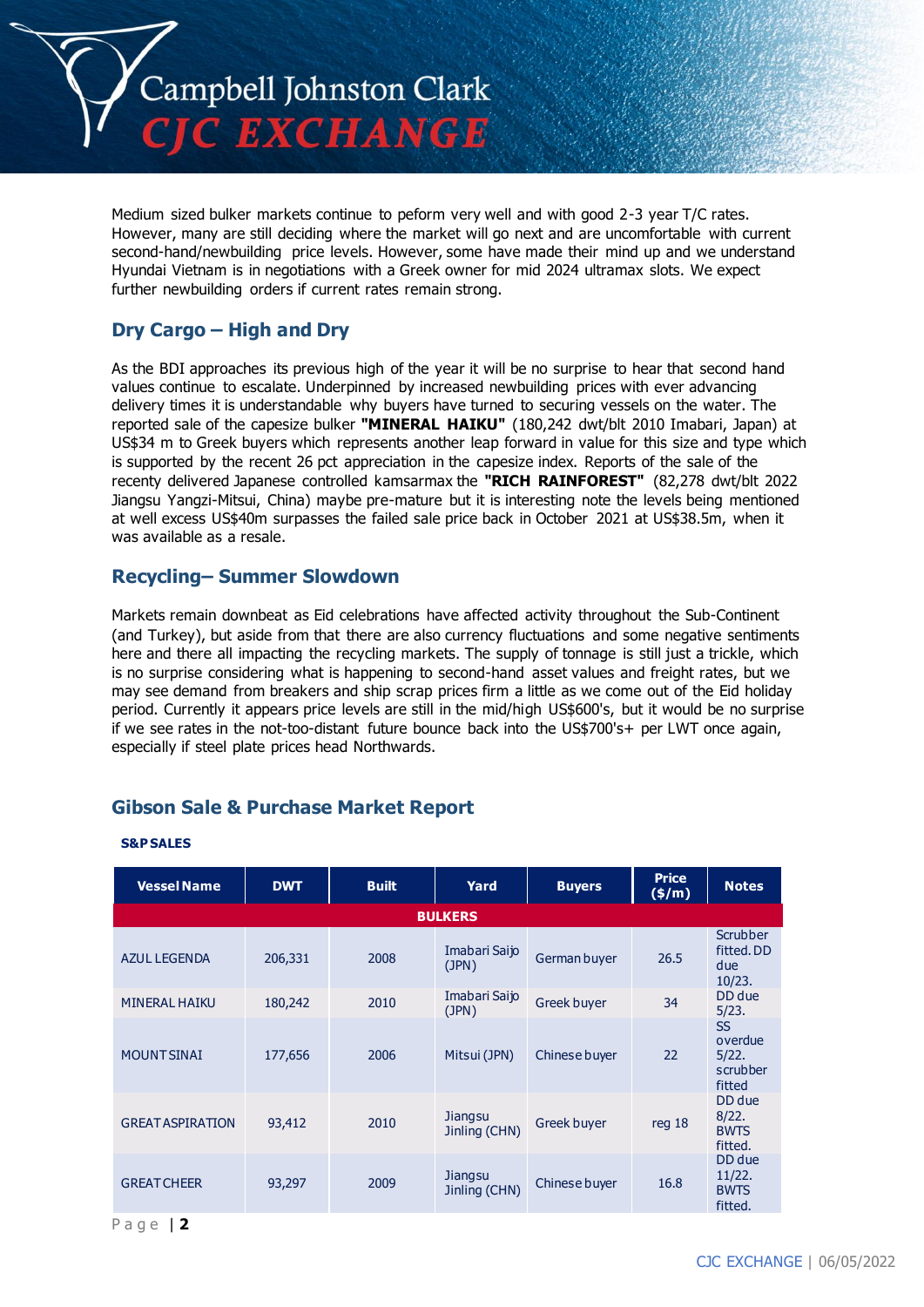Medium sized bulker markets continue to peform very well and with good 2-3 year T/C rates. However, many are still deciding where the market will go next and are uncomfortable with current second-hand/newbuilding price levels. However, some have made their mind up and we understand Hyundai Vietnam is in negotiations with a Greek owner for mid 2024 ultramax slots. We expect further newbuilding orders if current rates remain strong.

## Dry Cargo – High and Dry

As the BDI approaches its previous high of the year it will be no surprise to hear that second hand values continue to escalate. Underpinned by increased newbuilding prices with ever advancing delivery times it is understandable why buyers have turned to securing vessels on the water. The reported sale of the capesize bulker **"MINERAL HAIKU"** (180,242 dwt/blt 2010 Imabari, Japan) at US$34 m to Greek buyers which represents another leap forward in value for this size and type which is supported by the recent 26 pct appreciation in the capesize index. Reports of the sale of the recenty delivered Japanese controlled kamsarmax the **"RICH RAINFOREST"** (82,278 dwt/blt 2022 Jiangsu Yangzi-Mitsui, China) maybe pre-mature but it is interesting note the levels being mentioned at well excess US$40m surpasses the failed sale price back in October 2021 at US$38.5m, when it was available as a resale.

## Recycling– Summer Slowdown

Markets remain downbeat as Eid celebrations have affected activity throughout the Sub-Continent (and Turkey), but aside from that there are also currency fluctuations and some negative sentiments here and there all impacting the recycling markets. The supply of tonnage is still just a trickle, which is no surprise considering what is happening to second-hand asset values and freight rates, but we may see demand from breakers and ship scrap prices firm a little as we come out of the Eid holiday period. Currently it appears price levels are still in the mid/high US$600's, but it would be no surprise if we see rates in the not-too-distant future bounce back into the US$700's+ per LWT once again, especially if steel plate prices head Northwards.

## Gibson Sale & Purchase Market Report

**S&P SALES**

| Vessel Name | DWT | Built | Yard | Buyers | Price ($/m) | Notes |
|---|---|---|---|---|---|---|
| **BULKERS** | | | | | | |
| AZUL LEGENDA | 206,331 | 2008 | Imabari Saijo (JPN) | German buyer | 26.5 | Scrubber fitted. DD due 10/23. |
| MINERAL HAIKU | 180,242 | 2010 | Imabari Saijo (JPN) | Greek buyer | 34 | DD due 5/23. |
| MOUNT SINAI | 177,656 | 2006 | Mitsui (JPN) | Chinese buyer | 22 | SS overdue 5/22. scrubber fitted |
| GREAT ASPIRATION | 93,412 | 2010 | Jiangsu Jinling (CHN) | Greek buyer | reg 18 | DD due 8/22. BWTS fitted. |
| GREAT CHEER | 93,297 | 2009 | Jiangsu Jinling (CHN) | Chinese buyer | 16.8 | DD due 11/22. BWTS fitted. |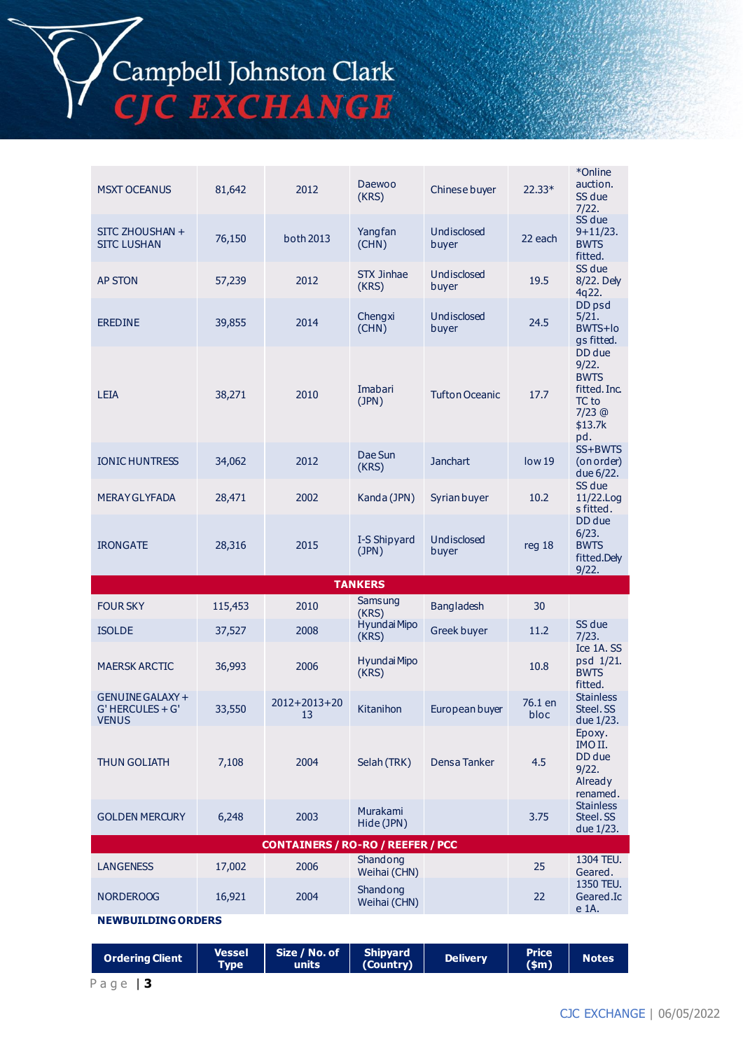| | | | | | | |
|---|---|---|---|---|---|---|
| MSXT OCEANUS | 81,642 | 2012 | Daewoo (KRS) | Chinese buyer | 22.33* | *Online auction. SS due 7/22. |
| SITC ZHOUSHAN + SITC LUSHAN | 76,150 | both 2013 | Yangfan (CHN) | Undisclosed buyer | 22 each | SS due 9+11/23. BWTS fitted. |
| AP STON | 57,239 | 2012 | STX Jinhae (KRS) | Undisclosed buyer | 19.5 | SS due 8/22. Dely 4q22. |
| EREDINE | 39,855 | 2014 | Chengxi (CHN) | Undisclosed buyer | 24.5 | DD psd 5/21. BWTS+logs fitted. |
| LEIA | 38,271 | 2010 | Imabari (JPN) | Tufton Oceanic | 17.7 | DD due 9/22. BWTS fitted. Inc. TC to 7/23 @ $13.7k pd. |
| IONIC HUNTRESS | 34,062 | 2012 | Dae Sun (KRS) | Janchart | low 19 | SS+BWTS (on order) due 6/22. |
| MERAY GLYFADA | 28,471 | 2002 | Kanda (JPN) | Syrian buyer | 10.2 | SS due 11/22. Logs fitted. |
| IRONGATE | 28,316 | 2015 | I-S Shipyard (JPN) | Undisclosed buyer | reg 18 | DD due 6/23. BWTS fitted. Dely 9/22. |
| **TANKERS** | | | | | | |
| FOUR SKY | 115,453 | 2010 | Samsung (KRS) | Bangladesh | 30 | |
| ISOLDE | 37,527 | 2008 | Hyundai Mipo (KRS) | Greek buyer | 11.2 | SS due 7/23. |
| MAERSK ARCTIC | 36,993 | 2006 | Hyundai Mipo (KRS) | | 10.8 | Ice 1A. SS psd 1/21. BWTS fitted. |
| GENUINE GALAXY + G' HERCULES + G' VENUS | 33,550 | 2012+2013+2013 | Kitanihon | European buyer | 76.1 en bloc | Stainless Steel. SS due 1/23. |
| THUN GOLIATH | 7,108 | 2004 | Selah (TRK) | Densa Tanker | 4.5 | Epoxy. IMO II. DD due 9/22. Already renamed. |
| GOLDEN MERCURY | 6,248 | 2003 | Murakami Hide (JPN) | | 3.75 | Stainless Steel. SS due 1/23. |
| **CONTAINERS / RO-RO / REEFER / PCC** | | | | | | |
| LANGENESS | 17,002 | 2006 | Shandong Weihai (CHN) | | 25 | 1304 TEU. Geared. |
| NORDEROOG | 16,921 | 2004 | Shandong Weihai (CHN) | | 22 | 1350 TEU. Geared. Ice 1A. |

**NEWBUILDING ORDERS**

| Ordering Client | Vessel Type | Size / No. of units | Shipyard (Country) | Delivery | Price ($m) | Notes |
|---|---|---|---|---|---|---|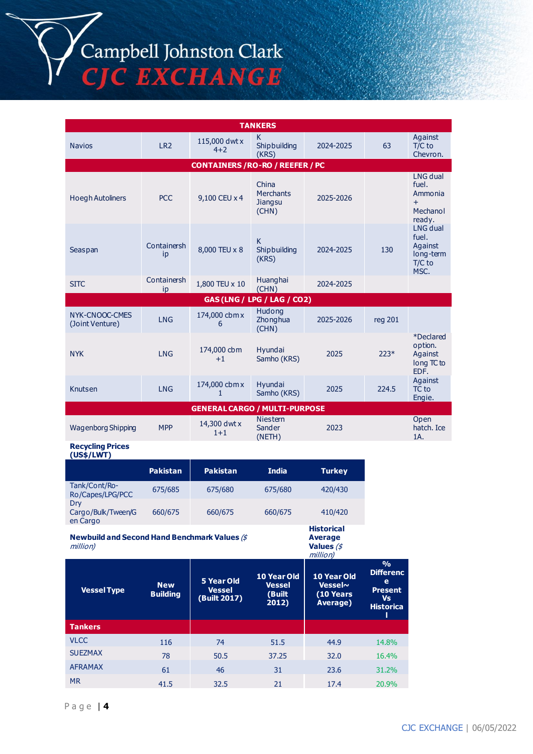| TANKERS | | | | | | |
|---|---|---|---|---|---|---|
| Navios | LR2 | 115,000 dwt x 4+2 | K Shipbuilding (KRS) | 2024-2025 | 63 | Against T/C to Chevron. |
| **CONTAINERS / RO-RO / REEFER / PC** | | | | | | |
| Hoegh Autoliners | PCC | 9,100 CEU x 4 | China Merchants Jiangsu (CHN) | 2025-2026 | | LNG dual fuel. Ammonia + Mechanol ready. |
| Seaspan | Containership | 8,000 TEU x 8 | K Shipbuilding (KRS) | 2024-2025 | 130 | LNG dual fuel. Against long-term T/C to MSC. |
| SITC | Containership | 1,800 TEU x 10 | Huanghai (CHN) | 2024-2025 | | |
| **GAS (LNG / LPG / LAG / CO2)** | | | | | | |
| NYK-CNOOC-CMES (Joint Venture) | LNG | 174,000 cbm x 6 | Hudong Zhonghua (CHN) | 2025-2026 | reg 201 | |
| NYK | LNG | 174,000 cbm +1 | Hyundai Samho (KRS) | 2025 | 223* | *Declared option. Against long TC to EDF. |
| Knutsen | LNG | 174,000 cbm x 1 | Hyundai Samho (KRS) | 2025 | 224.5 | Against TC to Engie. |
| **GENERAL CARGO / MULTI-PURPOSE** | | | | | | |
| Wagenborg Shipping | MPP | 14,300 dwt x 1+1 | Niestern Sander (NETH) | 2023 | | Open hatch. Ice 1A. |

**Recycling Prices (US$/LWT)**

| | Pakistan | Pakistan | India | Turkey |
|---|---|---|---|---|
| Tank/Cont/Ro-Ro/Capes/LPG/PCC | 675/685 | 675/680 | 675/680 | 420/430 |
| Dry Cargo/Bulk/Tween/Gen Cargo | 660/675 | 660/675 | 660/675 | 410/420 |

**Newbuild and Second Hand Benchmark Values** *($ million)*

**Historical Average Values** *($ million)*

| Vessel Type | New Building | 5 Year Old Vessel (Built 2017) | 10 Year Old Vessel (Built 2012) | 10 Year Old Vessel~ (10 Years Average) | % Difference Present Vs Historical |
|---|---|---|---|---|---|
| **Tankers** | | | | | |
| VLCC | 116 | 74 | 51.5 | 44.9 | 14.8% |
| SUEZMAX | 78 | 50.5 | 37.25 | 32.0 | 16.4% |
| AFRAMAX | 61 | 46 | 31 | 23.6 | 31.2% |
| MR | 41.5 | 32.5 | 21 | 17.4 | 20.9% |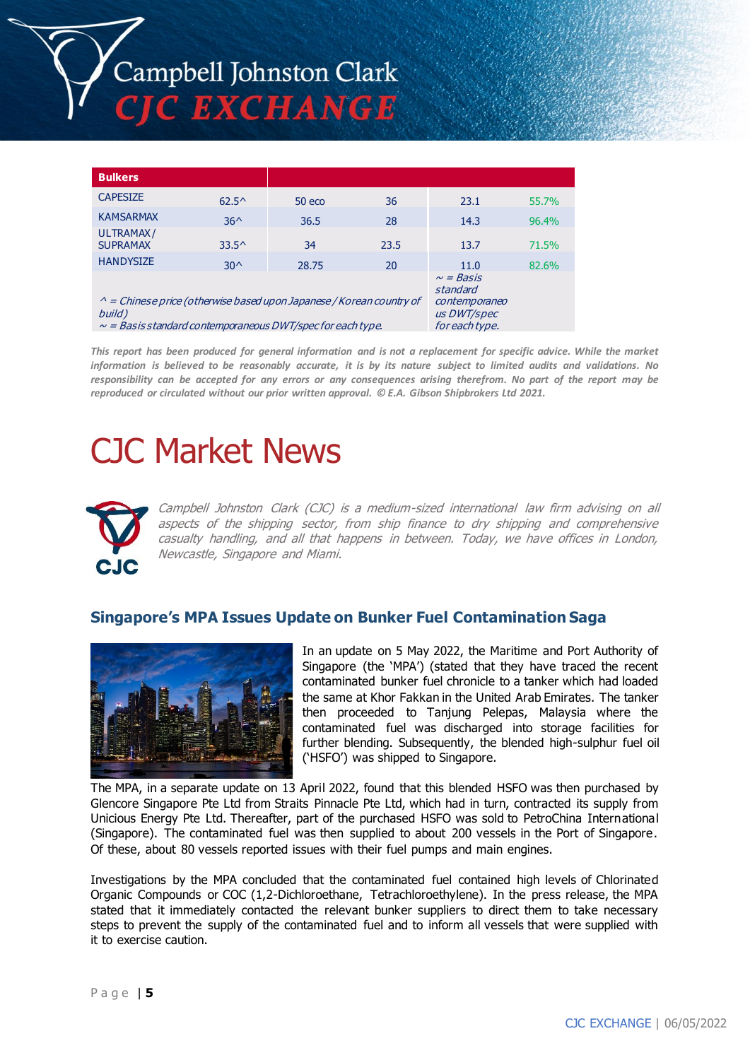| Bulkers | | | | | |
|---|---|---|---|---|---|
| CAPESIZE | 62.5^ | 50 eco | 36 | 23.1 | 55.7% |
| KAMSARMAX | 36^ | 36.5 | 28 | 14.3 | 96.4% |
| ULTRAMAX / SUPRAMAX | 33.5^ | 34 | 23.5 | 13.7 | 71.5% |
| HANDYSIZE | 30^ | 28.75 | 20 | 11.0 | 82.6% |
| *^ = Chinese price (otherwise based upon Japanese / Korean country of build)* *~ = Basis standard contemporaneous DWT/spec for each type.* | | | | *~ = Basis standard contemporaneous DWT/spec for each type.* | |

***This report has been produced for general information and is not a replacement for specific advice. While the market information is believed to be reasonably accurate, it is by its nature subject to limited audits and validations. No responsibility can be accepted for any errors or any consequences arising therefrom. No part of the report may be reproduced or circulated without our prior written approval. © E.A. Gibson Shipbrokers Ltd 2021.***

# CJC Market News

*Campbell Johnston Clark (CJC) is a medium-sized international law firm advising on all aspects of the shipping sector, from ship finance to dry shipping and comprehensive casualty handling, and all that happens in between. Today, we have offices in London, Newcastle, Singapore and Miami.*

## Singapore's MPA Issues Update on Bunker Fuel Contamination Saga

In an update on 5 May 2022, the Maritime and Port Authority of Singapore (the 'MPA') (stated that they have traced the recent contaminated bunker fuel chronicle to a tanker which had loaded the same at Khor Fakkan in the United Arab Emirates. The tanker then proceeded to Tanjung Pelepas, Malaysia where the contaminated fuel was discharged into storage facilities for further blending. Subsequently, the blended high-sulphur fuel oil ('HSFO') was shipped to Singapore.

The MPA, in a separate update on 13 April 2022, found that this blended HSFO was then purchased by Glencore Singapore Pte Ltd from Straits Pinnacle Pte Ltd, which had in turn, contracted its supply from Unicious Energy Pte Ltd. Thereafter, part of the purchased HSFO was sold to PetroChina International (Singapore). The contaminated fuel was then supplied to about 200 vessels in the Port of Singapore. Of these, about 80 vessels reported issues with their fuel pumps and main engines.

Investigations by the MPA concluded that the contaminated fuel contained high levels of Chlorinated Organic Compounds or COC (1,2-Dichloroethane, Tetrachloroethylene). In the press release, the MPA stated that it immediately contacted the relevant bunker suppliers to direct them to take necessary steps to prevent the supply of the contaminated fuel and to inform all vessels that were supplied with it to exercise caution.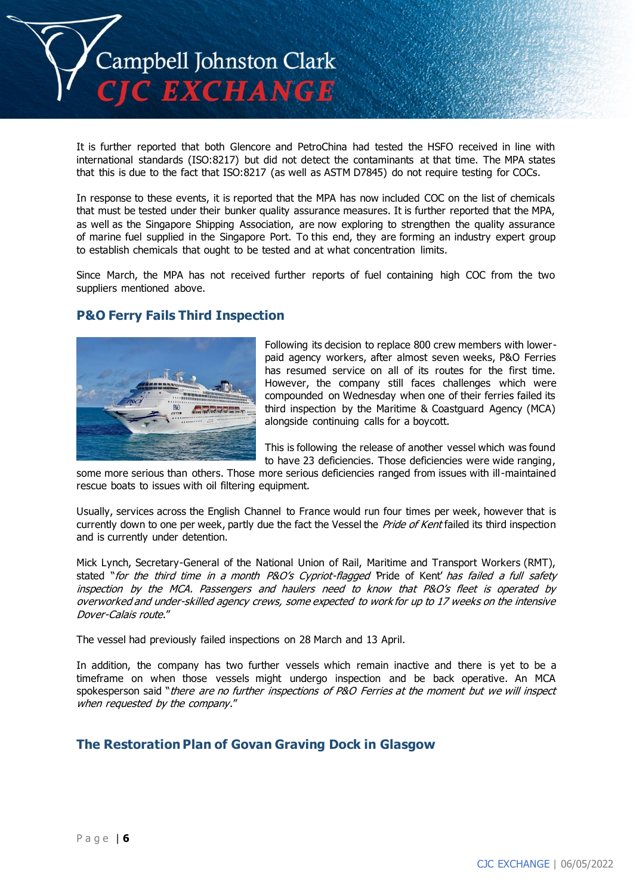It is further reported that both Glencore and PetroChina had tested the HSFO received in line with international standards (ISO:8217) but did not detect the contaminants at that time. The MPA states that this is due to the fact that ISO:8217 (as well as ASTM D7845) do not require testing for COCs.

In response to these events, it is reported that the MPA has now included COC on the list of chemicals that must be tested under their bunker quality assurance measures. It is further reported that the MPA, as well as the Singapore Shipping Association, are now exploring to strengthen the quality assurance of marine fuel supplied in the Singapore Port. To this end, they are forming an industry expert group to establish chemicals that ought to be tested and at what concentration limits.

Since March, the MPA has not received further reports of fuel containing high COC from the two suppliers mentioned above.

## P&O Ferry Fails Third Inspection

Following its decision to replace 800 crew members with lower-paid agency workers, after almost seven weeks, P&O Ferries has resumed service on all of its routes for the first time. However, the company still faces challenges which were compounded on Wednesday when one of their ferries failed its third inspection by the Maritime & Coastguard Agency (MCA) alongside continuing calls for a boycott.

This is following the release of another vessel which was found to have 23 deficiencies. Those deficiencies were wide ranging, some more serious than others. Those more serious deficiencies ranged from issues with ill-maintained rescue boats to issues with oil filtering equipment.

Usually, services across the English Channel to France would run four times per week, however that is currently down to one per week, partly due the fact the Vessel the *Pride of Kent* failed its third inspection and is currently under detention.

Mick Lynch, Secretary-General of the National Union of Rail, Maritime and Transport Workers (RMT), stated "*for the third time in a month P&O's Cypriot-flagged* 'Pride of Kent' *has failed a full safety inspection by the MCA. Passengers and haulers need to know that P&O's fleet is operated by overworked and under-skilled agency crews, some expected to work for up to 17 weeks on the intensive Dover-Calais route*."

The vessel had previously failed inspections on 28 March and 13 April.

In addition, the company has two further vessels which remain inactive and there is yet to be a timeframe on when those vessels might undergo inspection and be back operative. An MCA spokesperson said "*there are no further inspections of P&O Ferries at the moment but we will inspect when requested by the company*."

## The Restoration Plan of Govan Graving Dock in Glasgow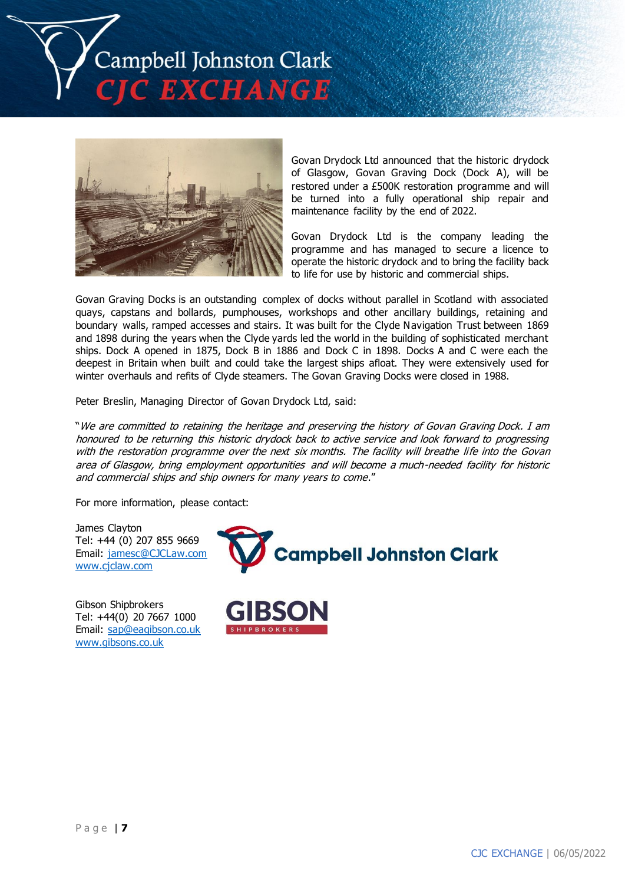Govan Drydock Ltd announced that the historic drydock of Glasgow, Govan Graving Dock (Dock A), will be restored under a £500K restoration programme and will be turned into a fully operational ship repair and maintenance facility by the end of 2022.

Govan Drydock Ltd is the company leading the programme and has managed to secure a licence to operate the historic drydock and to bring the facility back to life for use by historic and commercial ships.

Govan Graving Docks is an outstanding complex of docks without parallel in Scotland with associated quays, capstans and bollards, pumphouses, workshops and other ancillary buildings, retaining and boundary walls, ramped accesses and stairs. It was built for the Clyde Navigation Trust between 1869 and 1898 during the years when the Clyde yards led the world in the building of sophisticated merchant ships. Dock A opened in 1875, Dock B in 1886 and Dock C in 1898. Docks A and C were each the deepest in Britain when built and could take the largest ships afloat. They were extensively used for winter overhauls and refits of Clyde steamers. The Govan Graving Docks were closed in 1988.

Peter Breslin, Managing Director of Govan Drydock Ltd, said:

"*We are committed to retaining the heritage and preserving the history of Govan Graving Dock. I am honoured to be returning this historic drydock back to active service and look forward to progressing with the restoration programme over the next six months. The facility will breathe life into the Govan area of Glasgow, bring employment opportunities and will become a much-needed facility for historic and commercial ships and ship owners for many years to come.*"

For more information, please contact:

James Clayton
Tel: +44 (0) 207 855 9669
Email: jamesc@CJCLaw.com
www.cjclaw.com

Gibson Shipbrokers
Tel: +44(0) 20 7667 1000
Email: sap@eagibson.co.uk
www.gibsons.co.uk